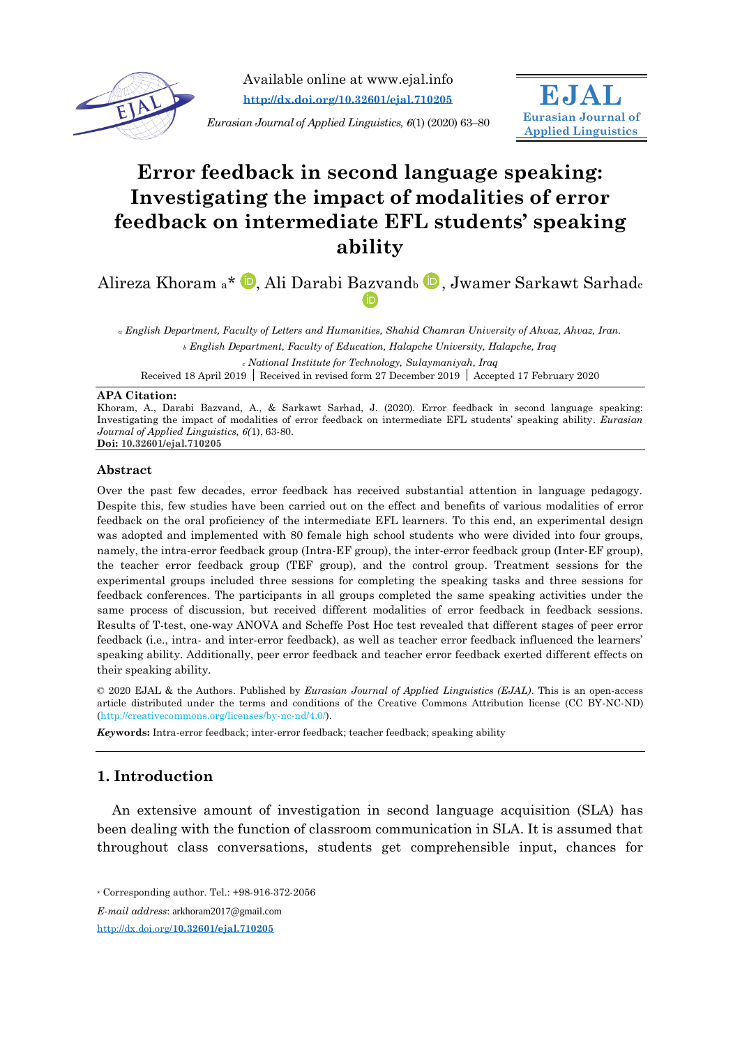Available online at www.ejal.info

**http://dx.doi.org/10.32601/ejal.710205**

*Eurasian Journal of Applied Linguistics, 6*(1) (2020) 63–80

**EJAL**
**Eurasian Journal of Applied Linguistics**

# Error feedback in second language speaking: Investigating the impact of modalities of error feedback on intermediate EFL students' speaking ability

Alireza Khoram [a]*, Ali Darabi Bazvand[b], Jwamer Sarkawt Sarhad[c]

[a] *English Department, Faculty of Letters and Humanities, Shahid Chamran University of Ahvaz, Ahvaz, Iran.*

[b] *English Department, Faculty of Education, Halapche University, Halapche, Iraq*

[c] *National Institute for Technology, Sulaymaniyah, Iraq*

Received 18 April 2019 | Received in revised form 27 December 2019 | Accepted 17 February 2020

**APA Citation:**

Khoram, A., Darabi Bazvand, A., & Sarkawt Sarhad, J. (2020). Error feedback in second language speaking: Investigating the impact of modalities of error feedback on intermediate EFL students' speaking ability. *Eurasian Journal of Applied Linguistics, 6*(1), 63-80.

**Doi: 10.32601/ejal.710205**

## Abstract

Over the past few decades, error feedback has received substantial attention in language pedagogy. Despite this, few studies have been carried out on the effect and benefits of various modalities of error feedback on the oral proficiency of the intermediate EFL learners. To this end, an experimental design was adopted and implemented with 80 female high school students who were divided into four groups, namely, the intra-error feedback group (Intra-EF group), the inter-error feedback group (Inter-EF group), the teacher error feedback group (TEF group), and the control group. Treatment sessions for the experimental groups included three sessions for completing the speaking tasks and three sessions for feedback conferences. The participants in all groups completed the same speaking activities under the same process of discussion, but received different modalities of error feedback in feedback sessions. Results of T-test, one-way ANOVA and Scheffe Post Hoc test revealed that different stages of peer error feedback (i.e., intra- and inter-error feedback), as well as teacher error feedback influenced the learners' speaking ability. Additionally, peer error feedback and teacher error feedback exerted different effects on their speaking ability.

© 2020 EJAL & the Authors. Published by *Eurasian Journal of Applied Linguistics (EJAL)*. This is an open-access article distributed under the terms and conditions of the Creative Commons Attribution license (CC BY-NC-ND) (http://creativecommons.org/licenses/by-nc-nd/4.0/).

***Keywords:*** Intra-error feedback; inter-error feedback; teacher feedback; speaking ability

## 1. Introduction

An extensive amount of investigation in second language acquisition (SLA) has been dealing with the function of classroom communication in SLA. It is assumed that throughout class conversations, students get comprehensible input, chances for

* Corresponding author. Tel.: +98-916-372-2056

*E-mail address*: arkhoram2017@gmail.com

http://dx.doi.org/**10.32601/ejal.710205**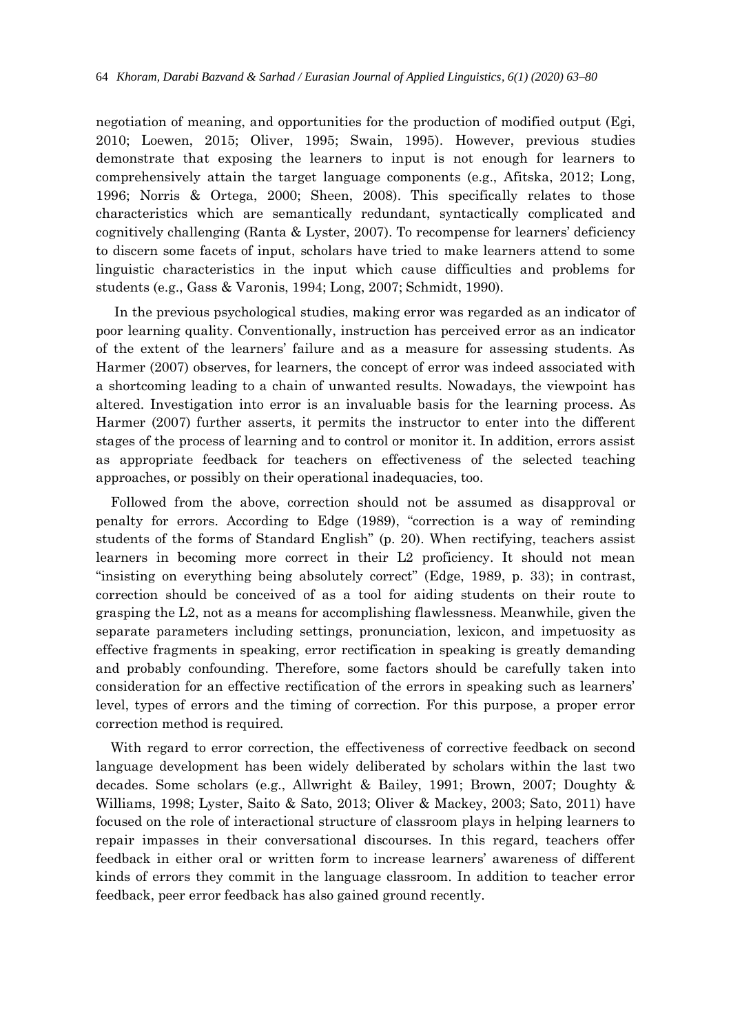negotiation of meaning, and opportunities for the production of modified output (Egi, 2010; Loewen, 2015; Oliver, 1995; Swain, 1995). However, previous studies demonstrate that exposing the learners to input is not enough for learners to comprehensively attain the target language components (e.g., Afitska, 2012; Long, 1996; Norris & Ortega, 2000; Sheen, 2008). This specifically relates to those characteristics which are semantically redundant, syntactically complicated and cognitively challenging (Ranta & Lyster, 2007). To recompense for learners' deficiency to discern some facets of input, scholars have tried to make learners attend to some linguistic characteristics in the input which cause difficulties and problems for students (e.g., Gass & Varonis, 1994; Long, 2007; Schmidt, 1990).

In the previous psychological studies, making error was regarded as an indicator of poor learning quality. Conventionally, instruction has perceived error as an indicator of the extent of the learners' failure and as a measure for assessing students. As Harmer (2007) observes, for learners, the concept of error was indeed associated with a shortcoming leading to a chain of unwanted results. Nowadays, the viewpoint has altered. Investigation into error is an invaluable basis for the learning process. As Harmer (2007) further asserts, it permits the instructor to enter into the different stages of the process of learning and to control or monitor it. In addition, errors assist as appropriate feedback for teachers on effectiveness of the selected teaching approaches, or possibly on their operational inadequacies, too.

Followed from the above, correction should not be assumed as disapproval or penalty for errors. According to Edge (1989), "correction is a way of reminding students of the forms of Standard English" (p. 20). When rectifying, teachers assist learners in becoming more correct in their L2 proficiency. It should not mean "insisting on everything being absolutely correct" (Edge, 1989, p. 33); in contrast, correction should be conceived of as a tool for aiding students on their route to grasping the L2, not as a means for accomplishing flawlessness. Meanwhile, given the separate parameters including settings, pronunciation, lexicon, and impetuosity as effective fragments in speaking, error rectification in speaking is greatly demanding and probably confounding. Therefore, some factors should be carefully taken into consideration for an effective rectification of the errors in speaking such as learners' level, types of errors and the timing of correction. For this purpose, a proper error correction method is required.

With regard to error correction, the effectiveness of corrective feedback on second language development has been widely deliberated by scholars within the last two decades. Some scholars (e.g., Allwright & Bailey, 1991; Brown, 2007; Doughty & Williams, 1998; Lyster, Saito & Sato, 2013; Oliver & Mackey, 2003; Sato, 2011) have focused on the role of interactional structure of classroom plays in helping learners to repair impasses in their conversational discourses. In this regard, teachers offer feedback in either oral or written form to increase learners' awareness of different kinds of errors they commit in the language classroom. In addition to teacher error feedback, peer error feedback has also gained ground recently.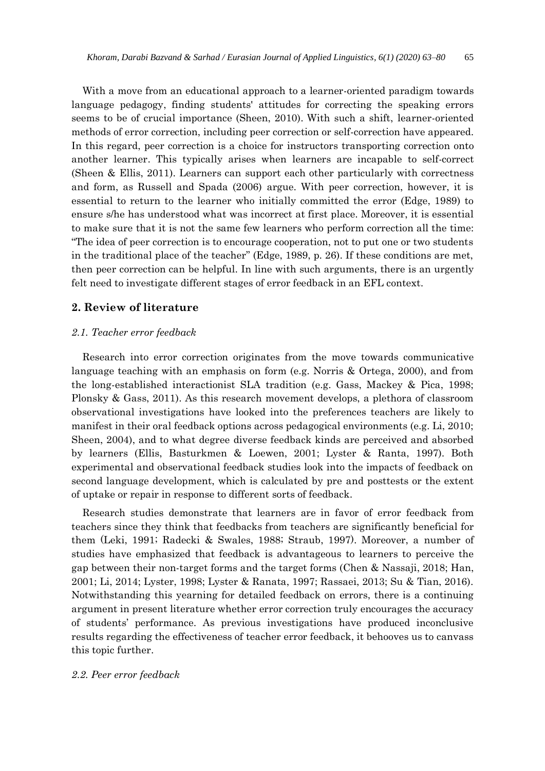With a move from an educational approach to a learner-oriented paradigm towards language pedagogy, finding students' attitudes for correcting the speaking errors seems to be of crucial importance (Sheen, 2010). With such a shift, learner-oriented methods of error correction, including peer correction or self-correction have appeared. In this regard, peer correction is a choice for instructors transporting correction onto another learner. This typically arises when learners are incapable to self-correct (Sheen & Ellis, 2011). Learners can support each other particularly with correctness and form, as Russell and Spada (2006) argue. With peer correction, however, it is essential to return to the learner who initially committed the error (Edge, 1989) to ensure s/he has understood what was incorrect at first place. Moreover, it is essential to make sure that it is not the same few learners who perform correction all the time: "The idea of peer correction is to encourage cooperation, not to put one or two students in the traditional place of the teacher" (Edge, 1989, p. 26). If these conditions are met, then peer correction can be helpful. In line with such arguments, there is an urgently felt need to investigate different stages of error feedback in an EFL context.

## 2. Review of literature

### *2.1. Teacher error feedback*

Research into error correction originates from the move towards communicative language teaching with an emphasis on form (e.g. Norris & Ortega, 2000), and from the long-established interactionist SLA tradition (e.g. Gass, Mackey & Pica, 1998; Plonsky & Gass, 2011). As this research movement develops, a plethora of classroom observational investigations have looked into the preferences teachers are likely to manifest in their oral feedback options across pedagogical environments (e.g. Li, 2010; Sheen, 2004), and to what degree diverse feedback kinds are perceived and absorbed by learners (Ellis, Basturkmen & Loewen, 2001; Lyster & Ranta, 1997). Both experimental and observational feedback studies look into the impacts of feedback on second language development, which is calculated by pre and posttests or the extent of uptake or repair in response to different sorts of feedback.

Research studies demonstrate that learners are in favor of error feedback from teachers since they think that feedbacks from teachers are significantly beneficial for them (Leki, 1991; Radecki & Swales, 1988; Straub, 1997). Moreover, a number of studies have emphasized that feedback is advantageous to learners to perceive the gap between their non-target forms and the target forms (Chen & Nassaji, 2018; Han, 2001; Li, 2014; Lyster, 1998; Lyster & Ranata, 1997; Rassaei, 2013; Su & Tian, 2016). Notwithstanding this yearning for detailed feedback on errors, there is a continuing argument in present literature whether error correction truly encourages the accuracy of students' performance. As previous investigations have produced inconclusive results regarding the effectiveness of teacher error feedback, it behooves us to canvass this topic further.

### *2.2. Peer error feedback*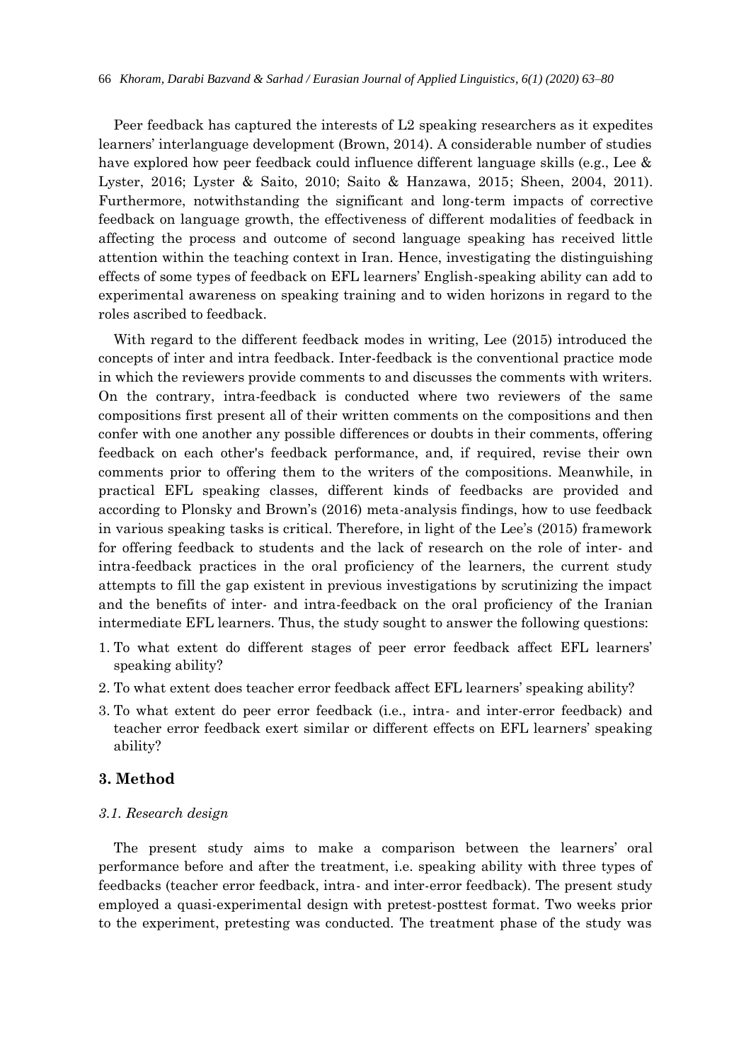Peer feedback has captured the interests of L2 speaking researchers as it expedites learners' interlanguage development (Brown, 2014). A considerable number of studies have explored how peer feedback could influence different language skills (e.g., Lee & Lyster, 2016; Lyster & Saito, 2010; Saito & Hanzawa, 2015; Sheen, 2004, 2011). Furthermore, notwithstanding the significant and long-term impacts of corrective feedback on language growth, the effectiveness of different modalities of feedback in affecting the process and outcome of second language speaking has received little attention within the teaching context in Iran. Hence, investigating the distinguishing effects of some types of feedback on EFL learners' English-speaking ability can add to experimental awareness on speaking training and to widen horizons in regard to the roles ascribed to feedback.

With regard to the different feedback modes in writing, Lee (2015) introduced the concepts of inter and intra feedback. Inter-feedback is the conventional practice mode in which the reviewers provide comments to and discusses the comments with writers. On the contrary, intra-feedback is conducted where two reviewers of the same compositions first present all of their written comments on the compositions and then confer with one another any possible differences or doubts in their comments, offering feedback on each other's feedback performance, and, if required, revise their own comments prior to offering them to the writers of the compositions. Meanwhile, in practical EFL speaking classes, different kinds of feedbacks are provided and according to Plonsky and Brown's (2016) meta-analysis findings, how to use feedback in various speaking tasks is critical. Therefore, in light of the Lee's (2015) framework for offering feedback to students and the lack of research on the role of inter- and intra-feedback practices in the oral proficiency of the learners, the current study attempts to fill the gap existent in previous investigations by scrutinizing the impact and the benefits of inter- and intra-feedback on the oral proficiency of the Iranian intermediate EFL learners. Thus, the study sought to answer the following questions:

1. To what extent do different stages of peer error feedback affect EFL learners' speaking ability?
2. To what extent does teacher error feedback affect EFL learners' speaking ability?
3. To what extent do peer error feedback (i.e., intra- and inter-error feedback) and teacher error feedback exert similar or different effects on EFL learners' speaking ability?

## 3. Method

### *3.1. Research design*

The present study aims to make a comparison between the learners' oral performance before and after the treatment, i.e. speaking ability with three types of feedbacks (teacher error feedback, intra- and inter-error feedback). The present study employed a quasi-experimental design with pretest-posttest format. Two weeks prior to the experiment, pretesting was conducted. The treatment phase of the study was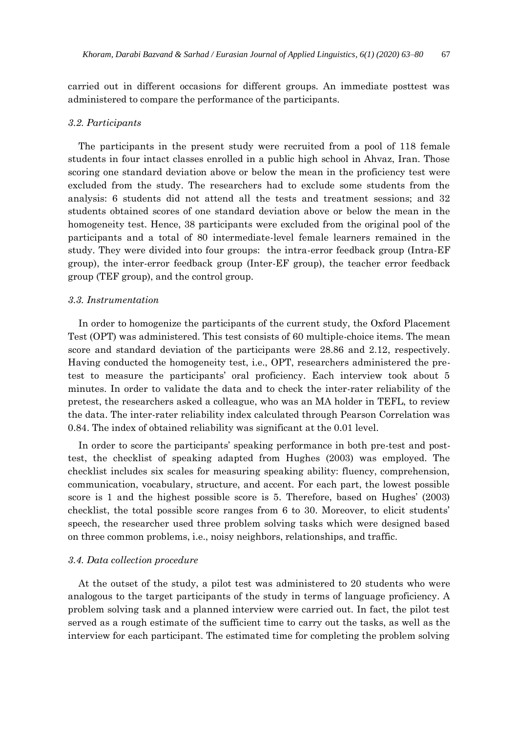carried out in different occasions for different groups. An immediate posttest was administered to compare the performance of the participants.

### *3.2. Participants*

The participants in the present study were recruited from a pool of 118 female students in four intact classes enrolled in a public high school in Ahvaz, Iran. Those scoring one standard deviation above or below the mean in the proficiency test were excluded from the study. The researchers had to exclude some students from the analysis: 6 students did not attend all the tests and treatment sessions; and 32 students obtained scores of one standard deviation above or below the mean in the homogeneity test. Hence, 38 participants were excluded from the original pool of the participants and a total of 80 intermediate-level female learners remained in the study. They were divided into four groups: the intra-error feedback group (Intra-EF group), the inter-error feedback group (Inter-EF group), the teacher error feedback group (TEF group), and the control group.

### *3.3. Instrumentation*

In order to homogenize the participants of the current study, the Oxford Placement Test (OPT) was administered. This test consists of 60 multiple-choice items. The mean score and standard deviation of the participants were 28.86 and 2.12, respectively. Having conducted the homogeneity test, i.e., OPT, researchers administered the pre-test to measure the participants' oral proficiency. Each interview took about 5 minutes. In order to validate the data and to check the inter-rater reliability of the pretest, the researchers asked a colleague, who was an MA holder in TEFL, to review the data. The inter-rater reliability index calculated through Pearson Correlation was 0.84. The index of obtained reliability was significant at the 0.01 level.

In order to score the participants' speaking performance in both pre-test and post-test, the checklist of speaking adapted from Hughes (2003) was employed. The checklist includes six scales for measuring speaking ability: fluency, comprehension, communication, vocabulary, structure, and accent. For each part, the lowest possible score is 1 and the highest possible score is 5. Therefore, based on Hughes' (2003) checklist, the total possible score ranges from 6 to 30. Moreover, to elicit students' speech, the researcher used three problem solving tasks which were designed based on three common problems, i.e., noisy neighbors, relationships, and traffic.

### *3.4. Data collection procedure*

At the outset of the study, a pilot test was administered to 20 students who were analogous to the target participants of the study in terms of language proficiency. A problem solving task and a planned interview were carried out. In fact, the pilot test served as a rough estimate of the sufficient time to carry out the tasks, as well as the interview for each participant. The estimated time for completing the problem solving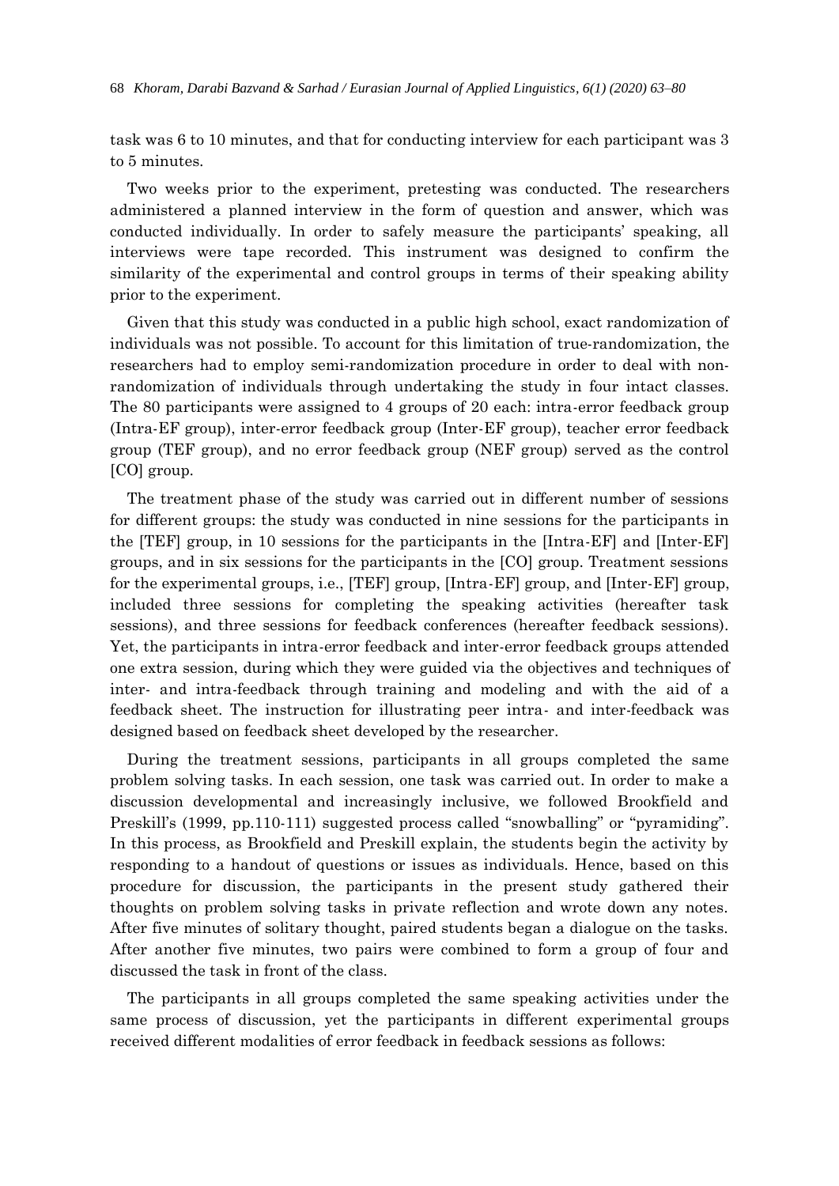task was 6 to 10 minutes, and that for conducting interview for each participant was 3 to 5 minutes.

Two weeks prior to the experiment, pretesting was conducted. The researchers administered a planned interview in the form of question and answer, which was conducted individually. In order to safely measure the participants' speaking, all interviews were tape recorded. This instrument was designed to confirm the similarity of the experimental and control groups in terms of their speaking ability prior to the experiment.

Given that this study was conducted in a public high school, exact randomization of individuals was not possible. To account for this limitation of true-randomization, the researchers had to employ semi-randomization procedure in order to deal with non-randomization of individuals through undertaking the study in four intact classes. The 80 participants were assigned to 4 groups of 20 each: intra-error feedback group (Intra-EF group), inter-error feedback group (Inter-EF group), teacher error feedback group (TEF group), and no error feedback group (NEF group) served as the control [CO] group.

The treatment phase of the study was carried out in different number of sessions for different groups: the study was conducted in nine sessions for the participants in the [TEF] group, in 10 sessions for the participants in the [Intra-EF] and [Inter-EF] groups, and in six sessions for the participants in the [CO] group. Treatment sessions for the experimental groups, i.e., [TEF] group, [Intra-EF] group, and [Inter-EF] group, included three sessions for completing the speaking activities (hereafter task sessions), and three sessions for feedback conferences (hereafter feedback sessions). Yet, the participants in intra-error feedback and inter-error feedback groups attended one extra session, during which they were guided via the objectives and techniques of inter- and intra-feedback through training and modeling and with the aid of a feedback sheet. The instruction for illustrating peer intra- and inter-feedback was designed based on feedback sheet developed by the researcher.

During the treatment sessions, participants in all groups completed the same problem solving tasks. In each session, one task was carried out. In order to make a discussion developmental and increasingly inclusive, we followed Brookfield and Preskill's (1999, pp.110-111) suggested process called "snowballing" or "pyramiding". In this process, as Brookfield and Preskill explain, the students begin the activity by responding to a handout of questions or issues as individuals. Hence, based on this procedure for discussion, the participants in the present study gathered their thoughts on problem solving tasks in private reflection and wrote down any notes. After five minutes of solitary thought, paired students began a dialogue on the tasks. After another five minutes, two pairs were combined to form a group of four and discussed the task in front of the class.

The participants in all groups completed the same speaking activities under the same process of discussion, yet the participants in different experimental groups received different modalities of error feedback in feedback sessions as follows: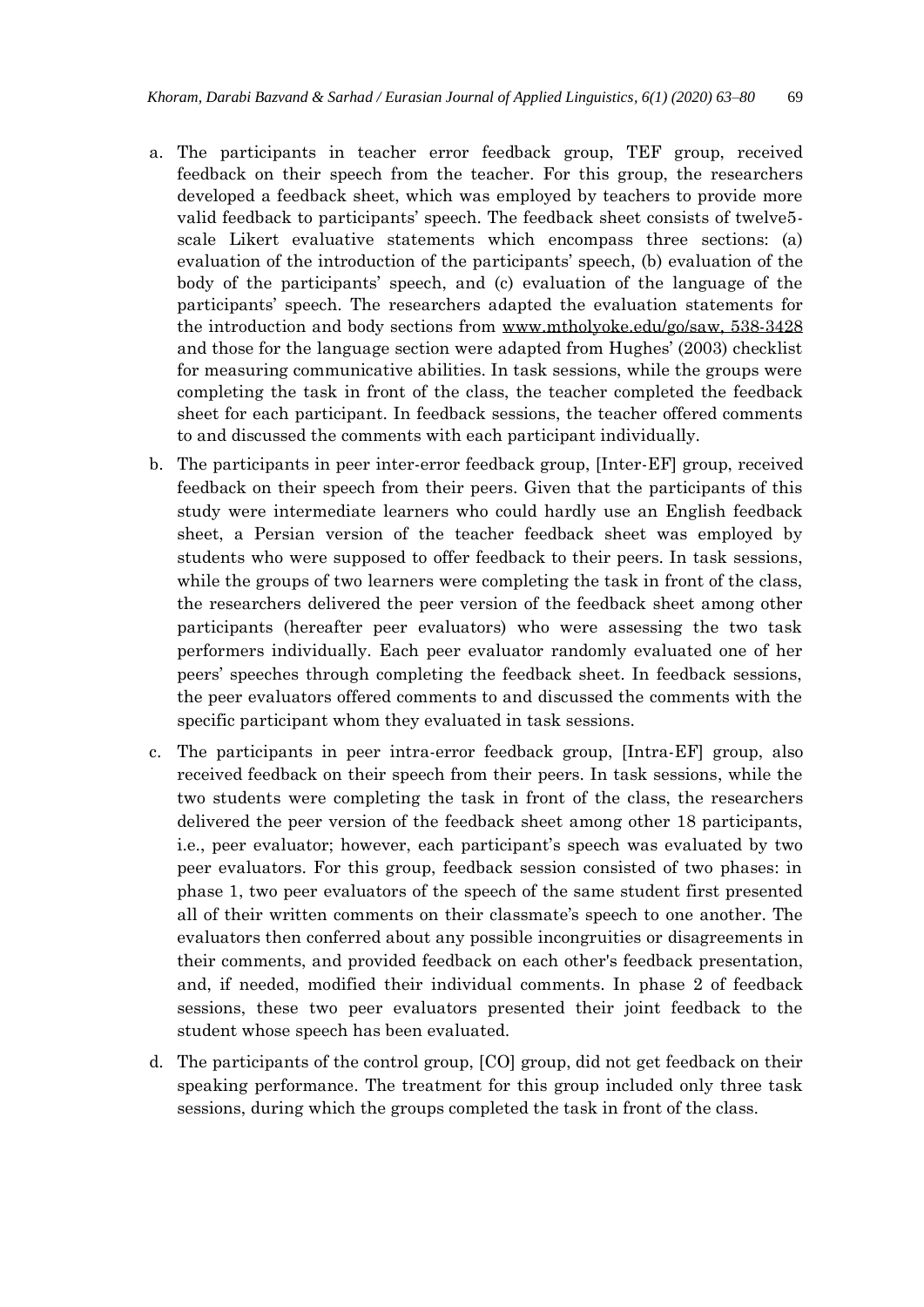a. The participants in teacher error feedback group, TEF group, received feedback on their speech from the teacher. For this group, the researchers developed a feedback sheet, which was employed by teachers to provide more valid feedback to participants' speech. The feedback sheet consists of twelve5-scale Likert evaluative statements which encompass three sections: (a) evaluation of the introduction of the participants' speech, (b) evaluation of the body of the participants' speech, and (c) evaluation of the language of the participants' speech. The researchers adapted the evaluation statements for the introduction and body sections from www.mtholyoke.edu/go/saw, 538-3428 and those for the language section were adapted from Hughes' (2003) checklist for measuring communicative abilities. In task sessions, while the groups were completing the task in front of the class, the teacher completed the feedback sheet for each participant. In feedback sessions, the teacher offered comments to and discussed the comments with each participant individually.

b. The participants in peer inter-error feedback group, [Inter-EF] group, received feedback on their speech from their peers. Given that the participants of this study were intermediate learners who could hardly use an English feedback sheet, a Persian version of the teacher feedback sheet was employed by students who were supposed to offer feedback to their peers. In task sessions, while the groups of two learners were completing the task in front of the class, the researchers delivered the peer version of the feedback sheet among other participants (hereafter peer evaluators) who were assessing the two task performers individually. Each peer evaluator randomly evaluated one of her peers' speeches through completing the feedback sheet. In feedback sessions, the peer evaluators offered comments to and discussed the comments with the specific participant whom they evaluated in task sessions.

c. The participants in peer intra-error feedback group, [Intra-EF] group, also received feedback on their speech from their peers. In task sessions, while the two students were completing the task in front of the class, the researchers delivered the peer version of the feedback sheet among other 18 participants, i.e., peer evaluator; however, each participant's speech was evaluated by two peer evaluators. For this group, feedback session consisted of two phases: in phase 1, two peer evaluators of the speech of the same student first presented all of their written comments on their classmate's speech to one another. The evaluators then conferred about any possible incongruities or disagreements in their comments, and provided feedback on each other's feedback presentation, and, if needed, modified their individual comments. In phase 2 of feedback sessions, these two peer evaluators presented their joint feedback to the student whose speech has been evaluated.

d. The participants of the control group, [CO] group, did not get feedback on their speaking performance. The treatment for this group included only three task sessions, during which the groups completed the task in front of the class.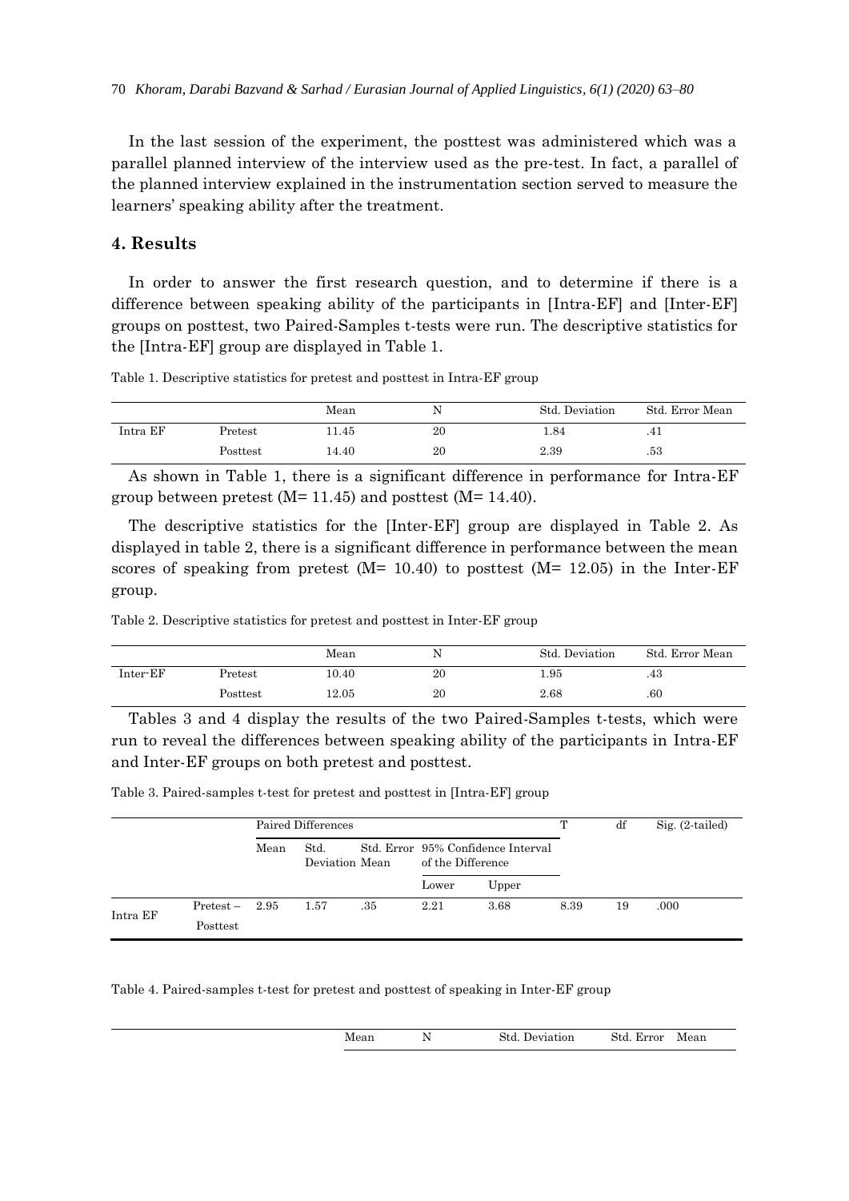In the last session of the experiment, the posttest was administered which was a parallel planned interview of the interview used as the pre-test. In fact, a parallel of the planned interview explained in the instrumentation section served to measure the learners' speaking ability after the treatment.

## 4. Results

In order to answer the first research question, and to determine if there is a difference between speaking ability of the participants in [Intra-EF] and [Inter-EF] groups on posttest, two Paired-Samples t-tests were run. The descriptive statistics for the [Intra-EF] group are displayed in Table 1.

Table 1. Descriptive statistics for pretest and posttest in Intra-EF group

| | | Mean | N | Std. Deviation | Std. Error Mean |
|---|---|---|---|---|---|
| Intra EF | Pretest | 11.45 | 20 | 1.84 | .41 |
| | Posttest | 14.40 | 20 | 2.39 | .53 |

As shown in Table 1, there is a significant difference in performance for Intra-EF group between pretest (M= 11.45) and posttest (M= 14.40).

The descriptive statistics for the [Inter-EF] group are displayed in Table 2. As displayed in table 2, there is a significant difference in performance between the mean scores of speaking from pretest (M= 10.40) to posttest (M= 12.05) in the Inter-EF group.

Table 2. Descriptive statistics for pretest and posttest in Inter-EF group

| | | Mean | N | Std. Deviation | Std. Error Mean |
|---|---|---|---|---|---|
| Inter-EF | Pretest | 10.40 | 20 | 1.95 | .43 |
| | Posttest | 12.05 | 20 | 2.68 | .60 |

Tables 3 and 4 display the results of the two Paired-Samples t-tests, which were run to reveal the differences between speaking ability of the participants in Intra-EF and Inter-EF groups on both pretest and posttest.

Table 3. Paired-samples t-test for pretest and posttest in [Intra-EF] group

| | | Paired Differences | | | | | T | df | Sig. (2-tailed) |
|---|---|---|---|---|---|---|---|---|---|
| | | Mean | Std. Deviation | Std. Error Mean | 95% Confidence Interval of the Difference | | | | |
| | | | | | Lower | Upper | | | |
| Intra EF | Pretest – Posttest | 2.95 | 1.57 | .35 | 2.21 | 3.68 | 8.39 | 19 | .000 |

Table 4. Paired-samples t-test for pretest and posttest of speaking in Inter-EF group

| | Mean | N | Std. Deviation | Std. Error Mean |
|---|---|---|---|---|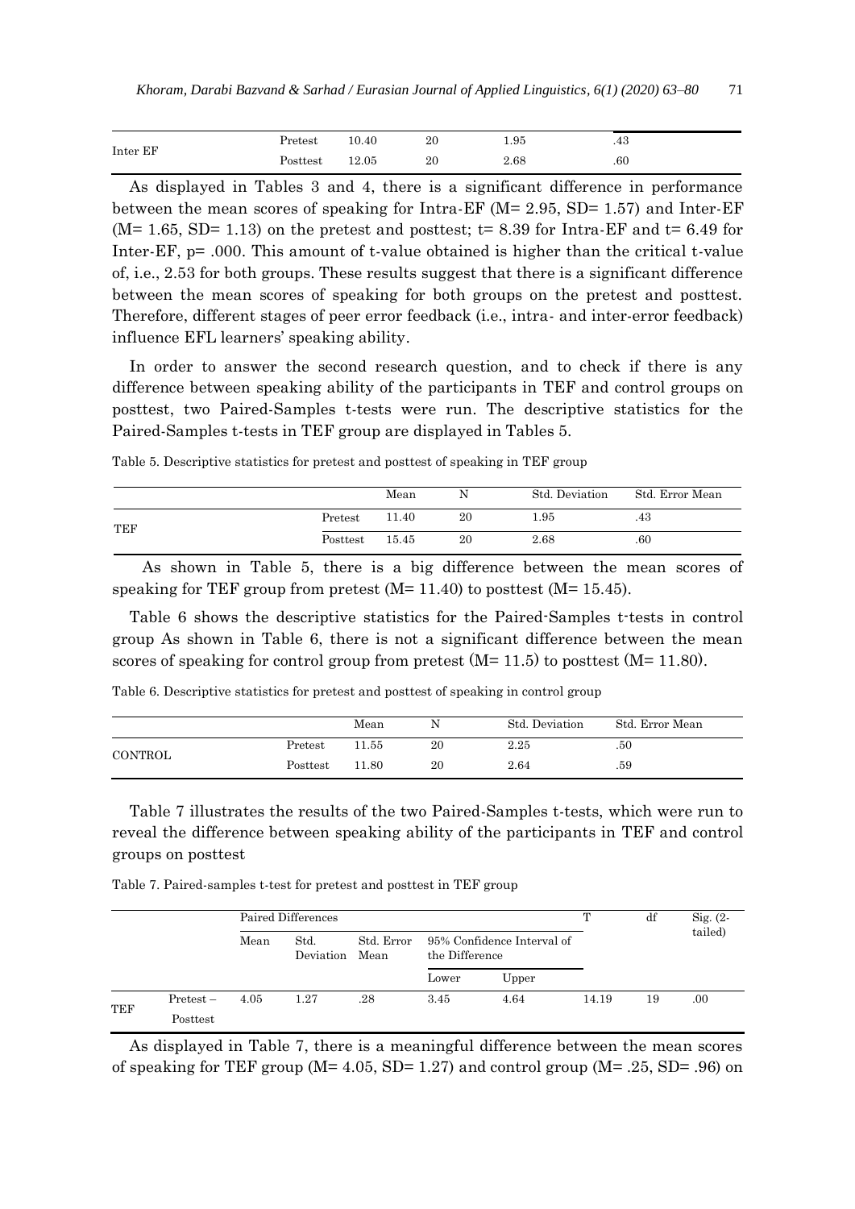| | | | | | |
|---|---|---|---|---|---|
| Inter EF | Pretest | 10.40 | 20 | 1.95 | .43 |
| | Posttest | 12.05 | 20 | 2.68 | .60 |

As displayed in Tables 3 and 4, there is a significant difference in performance between the mean scores of speaking for Intra-EF (M= 2.95, SD= 1.57) and Inter-EF (M= 1.65, SD= 1.13) on the pretest and posttest; t= 8.39 for Intra-EF and t= 6.49 for Inter-EF, p= .000. This amount of t-value obtained is higher than the critical t-value of, i.e., 2.53 for both groups. These results suggest that there is a significant difference between the mean scores of speaking for both groups on the pretest and posttest. Therefore, different stages of peer error feedback (i.e., intra- and inter-error feedback) influence EFL learners' speaking ability.

In order to answer the second research question, and to check if there is any difference between speaking ability of the participants in TEF and control groups on posttest, two Paired-Samples t-tests were run. The descriptive statistics for the Paired-Samples t-tests in TEF group are displayed in Tables 5.

Table 5. Descriptive statistics for pretest and posttest of speaking in TEF group

| | | Mean | N | Std. Deviation | Std. Error Mean |
|---|---|---|---|---|---|
| TEF | Pretest | 11.40 | 20 | 1.95 | .43 |
| | Posttest | 15.45 | 20 | 2.68 | .60 |

As shown in Table 5, there is a big difference between the mean scores of speaking for TEF group from pretest (M= 11.40) to posttest (M= 15.45).

Table 6 shows the descriptive statistics for the Paired-Samples t-tests in control group As shown in Table 6, there is not a significant difference between the mean scores of speaking for control group from pretest (M= 11.5) to posttest (M= 11.80).

Table 6. Descriptive statistics for pretest and posttest of speaking in control group

| | | Mean | N | Std. Deviation | Std. Error Mean |
|---|---|---|---|---|---|
| CONTROL | Pretest | 11.55 | 20 | 2.25 | .50 |
| | Posttest | 11.80 | 20 | 2.64 | .59 |

Table 7 illustrates the results of the two Paired-Samples t-tests, which were run to reveal the difference between speaking ability of the participants in TEF and control groups on posttest

Table 7. Paired-samples t-test for pretest and posttest in TEF group

| | | Paired Differences | | | | | T | df | Sig. (2-tailed) |
|---|---|---|---|---|---|---|---|---|---|
| | | Mean | Std. Deviation | Std. Error Mean | 95% Confidence Interval of the Difference | | | | |
| | | | | | Lower | Upper | | | |
| TEF | Pretest – Posttest | 4.05 | 1.27 | .28 | 3.45 | 4.64 | 14.19 | 19 | .00 |

As displayed in Table 7, there is a meaningful difference between the mean scores of speaking for TEF group (M= 4.05, SD= 1.27) and control group (M= .25, SD= .96) on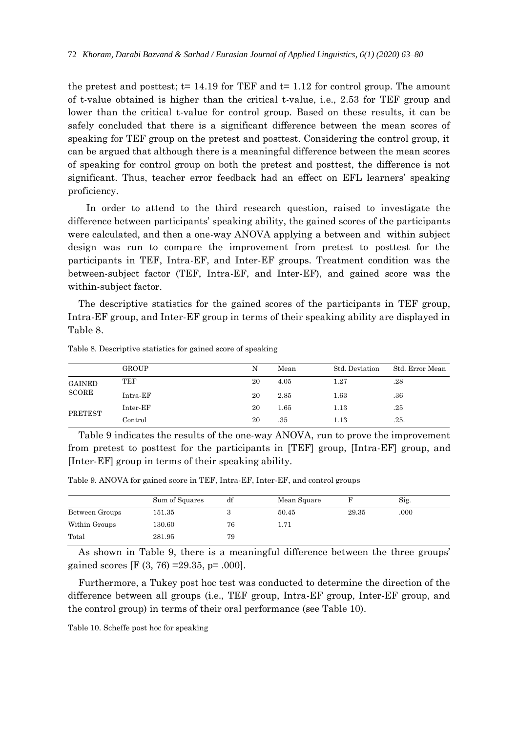the pretest and posttest; t= 14.19 for TEF and t= 1.12 for control group. The amount of t-value obtained is higher than the critical t-value, i.e., 2.53 for TEF group and lower than the critical t-value for control group. Based on these results, it can be safely concluded that there is a significant difference between the mean scores of speaking for TEF group on the pretest and posttest. Considering the control group, it can be argued that although there is a meaningful difference between the mean scores of speaking for control group on both the pretest and posttest, the difference is not significant. Thus, teacher error feedback had an effect on EFL learners' speaking proficiency.

In order to attend to the third research question, raised to investigate the difference between participants' speaking ability, the gained scores of the participants were calculated, and then a one-way ANOVA applying a between and within subject design was run to compare the improvement from pretest to posttest for the participants in TEF, Intra-EF, and Inter-EF groups. Treatment condition was the between-subject factor (TEF, Intra-EF, and Inter-EF), and gained score was the within-subject factor.

The descriptive statistics for the gained scores of the participants in TEF group, Intra-EF group, and Inter-EF group in terms of their speaking ability are displayed in Table 8.

Table 8. Descriptive statistics for gained score of speaking

| | GROUP | N | Mean | Std. Deviation | Std. Error Mean |
|---|---|---|---|---|---|
| GAINED SCORE | TEF | 20 | 4.05 | 1.27 | .28 |
| | Intra-EF | 20 | 2.85 | 1.63 | .36 |
| PRETEST | Inter-EF | 20 | 1.65 | 1.13 | .25 |
| | Control | 20 | .35 | 1.13 | .25. |

Table 9 indicates the results of the one-way ANOVA, run to prove the improvement from pretest to posttest for the participants in [TEF] group, [Intra-EF] group, and [Inter-EF] group in terms of their speaking ability.

Table 9. ANOVA for gained score in TEF, Intra-EF, Inter-EF, and control groups

| | Sum of Squares | df | Mean Square | F | Sig. |
|---|---|---|---|---|---|
| Between Groups | 151.35 | 3 | 50.45 | 29.35 | .000 |
| Within Groups | 130.60 | 76 | 1.71 | | |
| Total | 281.95 | 79 | | | |

As shown in Table 9, there is a meaningful difference between the three groups' gained scores [F (3, 76) =29.35, p= .000].

Furthermore, a Tukey post hoc test was conducted to determine the direction of the difference between all groups (i.e., TEF group, Intra-EF group, Inter-EF group, and the control group) in terms of their oral performance (see Table 10).

Table 10. Scheffe post hoc for speaking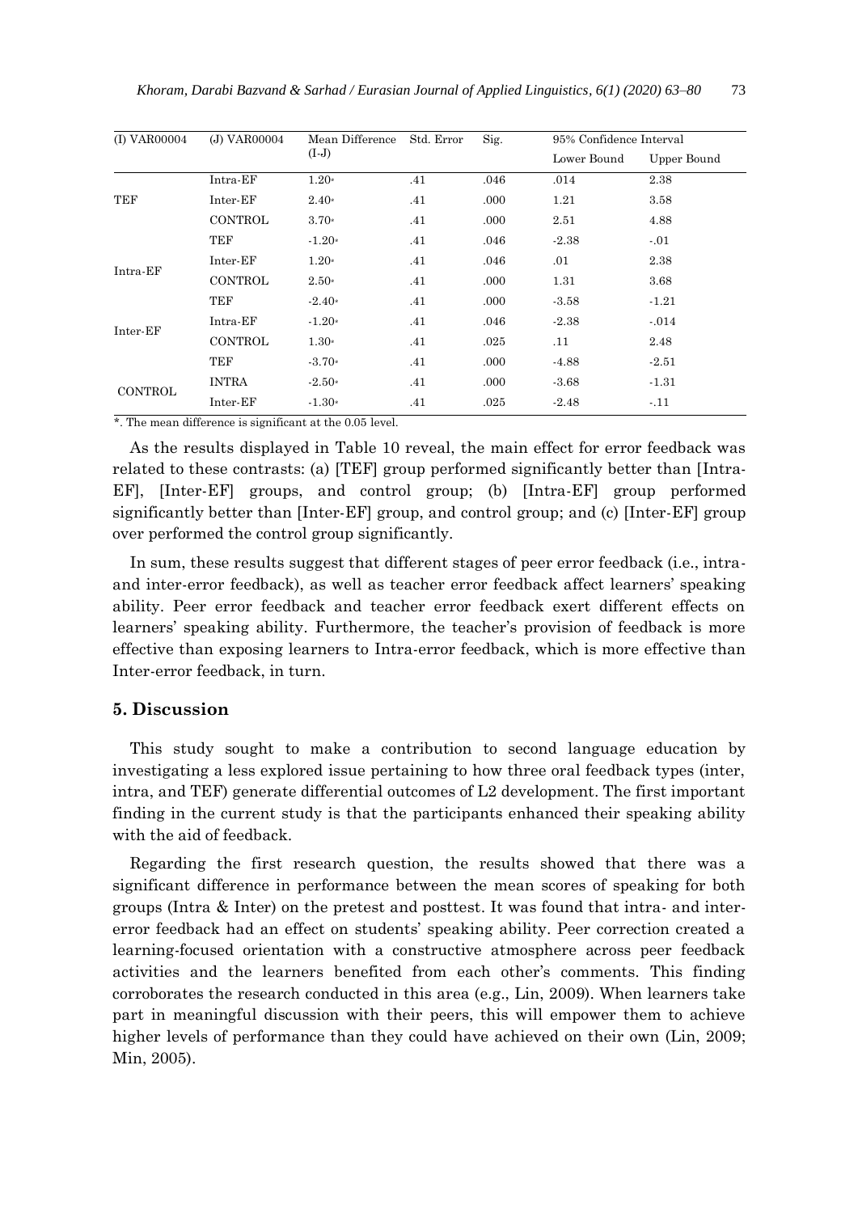| (I) VAR00004 | (J) VAR00004 | Mean Difference (I-J) | Std. Error | Sig. | 95% Confidence Interval | |
|---|---|---|---|---|---|---|
| | | | | | Lower Bound | Upper Bound |
| TEF | Intra-EF | 1.20* | .41 | .046 | .014 | 2.38 |
| | Inter-EF | 2.40* | .41 | .000 | 1.21 | 3.58 |
| | CONTROL | 3.70* | .41 | .000 | 2.51 | 4.88 |
| Intra-EF | TEF | -1.20* | .41 | .046 | -2.38 | -.01 |
| | Inter-EF | 1.20* | .41 | .046 | .01 | 2.38 |
| | CONTROL | 2.50* | .41 | .000 | 1.31 | 3.68 |
| Inter-EF | TEF | -2.40* | .41 | .000 | -3.58 | -1.21 |
| | Intra-EF | -1.20* | .41 | .046 | -2.38 | -.014 |
| | CONTROL | 1.30* | .41 | .025 | .11 | 2.48 |
| CONTROL | TEF | -3.70* | .41 | .000 | -4.88 | -2.51 |
| | INTRA | -2.50* | .41 | .000 | -3.68 | -1.31 |
| | Inter-EF | -1.30* | .41 | .025 | -2.48 | -.11 |

*. The mean difference is significant at the 0.05 level.

As the results displayed in Table 10 reveal, the main effect for error feedback was related to these contrasts: (a) [TEF] group performed significantly better than [Intra-EF], [Inter-EF] groups, and control group; (b) [Intra-EF] group performed significantly better than [Inter-EF] group, and control group; and (c) [Inter-EF] group over performed the control group significantly.

In sum, these results suggest that different stages of peer error feedback (i.e., intra- and inter-error feedback), as well as teacher error feedback affect learners' speaking ability. Peer error feedback and teacher error feedback exert different effects on learners' speaking ability. Furthermore, the teacher's provision of feedback is more effective than exposing learners to Intra-error feedback, which is more effective than Inter-error feedback, in turn.

## 5. Discussion

This study sought to make a contribution to second language education by investigating a less explored issue pertaining to how three oral feedback types (inter, intra, and TEF) generate differential outcomes of L2 development. The first important finding in the current study is that the participants enhanced their speaking ability with the aid of feedback.

Regarding the first research question, the results showed that there was a significant difference in performance between the mean scores of speaking for both groups (Intra & Inter) on the pretest and posttest. It was found that intra- and inter-error feedback had an effect on students' speaking ability. Peer correction created a learning-focused orientation with a constructive atmosphere across peer feedback activities and the learners benefited from each other's comments. This finding corroborates the research conducted in this area (e.g., Lin, 2009). When learners take part in meaningful discussion with their peers, this will empower them to achieve higher levels of performance than they could have achieved on their own (Lin, 2009; Min, 2005).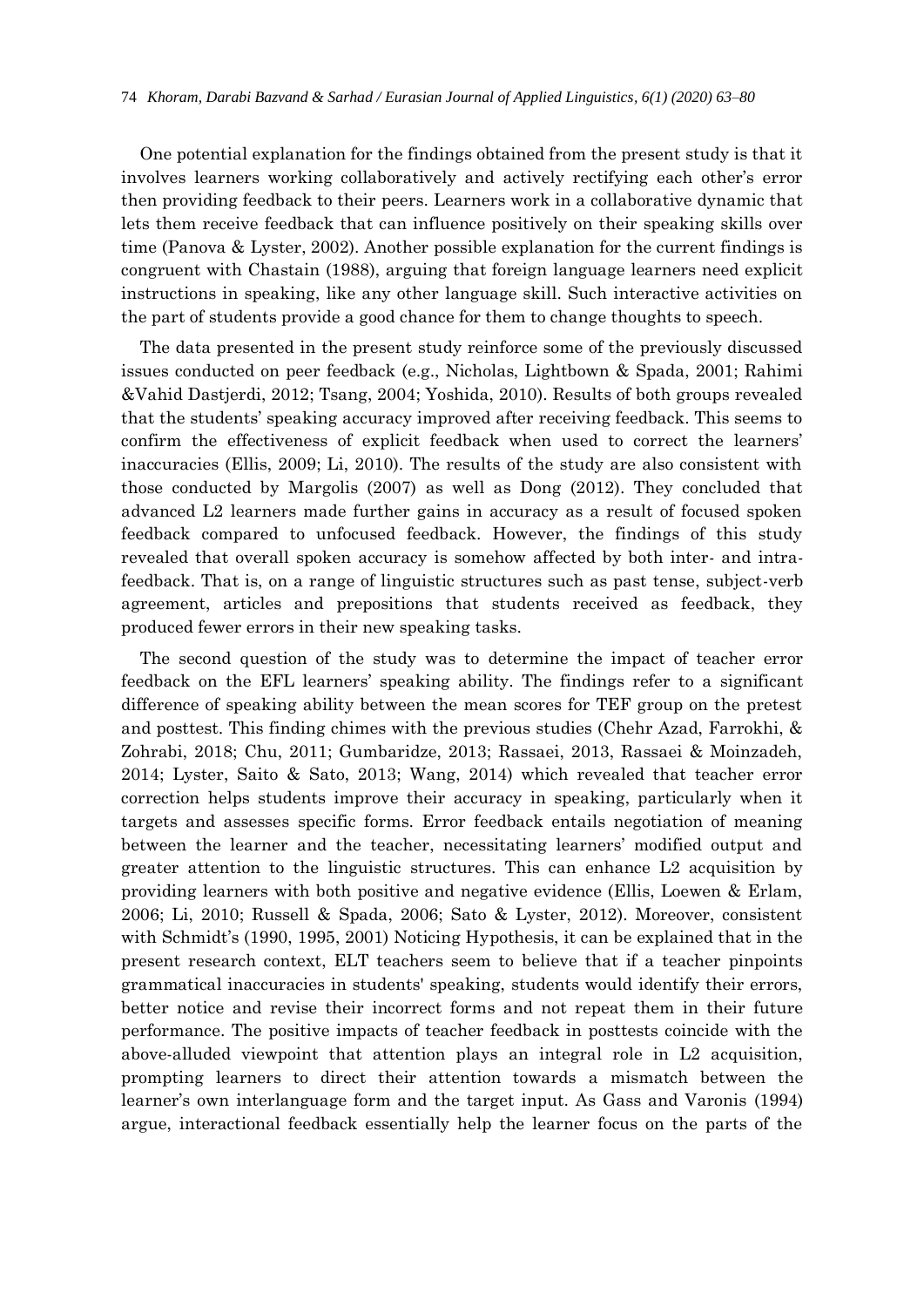One potential explanation for the findings obtained from the present study is that it involves learners working collaboratively and actively rectifying each other's error then providing feedback to their peers. Learners work in a collaborative dynamic that lets them receive feedback that can influence positively on their speaking skills over time (Panova & Lyster, 2002). Another possible explanation for the current findings is congruent with Chastain (1988), arguing that foreign language learners need explicit instructions in speaking, like any other language skill. Such interactive activities on the part of students provide a good chance for them to change thoughts to speech.

The data presented in the present study reinforce some of the previously discussed issues conducted on peer feedback (e.g., Nicholas, Lightbown & Spada, 2001; Rahimi &Vahid Dastjerdi, 2012; Tsang, 2004; Yoshida, 2010). Results of both groups revealed that the students' speaking accuracy improved after receiving feedback. This seems to confirm the effectiveness of explicit feedback when used to correct the learners' inaccuracies (Ellis, 2009; Li, 2010). The results of the study are also consistent with those conducted by Margolis (2007) as well as Dong (2012). They concluded that advanced L2 learners made further gains in accuracy as a result of focused spoken feedback compared to unfocused feedback. However, the findings of this study revealed that overall spoken accuracy is somehow affected by both inter- and intra-feedback. That is, on a range of linguistic structures such as past tense, subject-verb agreement, articles and prepositions that students received as feedback, they produced fewer errors in their new speaking tasks.

The second question of the study was to determine the impact of teacher error feedback on the EFL learners' speaking ability. The findings refer to a significant difference of speaking ability between the mean scores for TEF group on the pretest and posttest. This finding chimes with the previous studies (Chehr Azad, Farrokhi, & Zohrabi, 2018; Chu, 2011; Gumbaridze, 2013; Rassaei, 2013, Rassaei & Moinzadeh, 2014; Lyster, Saito & Sato, 2013; Wang, 2014) which revealed that teacher error correction helps students improve their accuracy in speaking, particularly when it targets and assesses specific forms. Error feedback entails negotiation of meaning between the learner and the teacher, necessitating learners' modified output and greater attention to the linguistic structures. This can enhance L2 acquisition by providing learners with both positive and negative evidence (Ellis, Loewen & Erlam, 2006; Li, 2010; Russell & Spada, 2006; Sato & Lyster, 2012). Moreover, consistent with Schmidt's (1990, 1995, 2001) Noticing Hypothesis, it can be explained that in the present research context, ELT teachers seem to believe that if a teacher pinpoints grammatical inaccuracies in students' speaking, students would identify their errors, better notice and revise their incorrect forms and not repeat them in their future performance. The positive impacts of teacher feedback in posttests coincide with the above-alluded viewpoint that attention plays an integral role in L2 acquisition, prompting learners to direct their attention towards a mismatch between the learner's own interlanguage form and the target input. As Gass and Varonis (1994) argue, interactional feedback essentially help the learner focus on the parts of the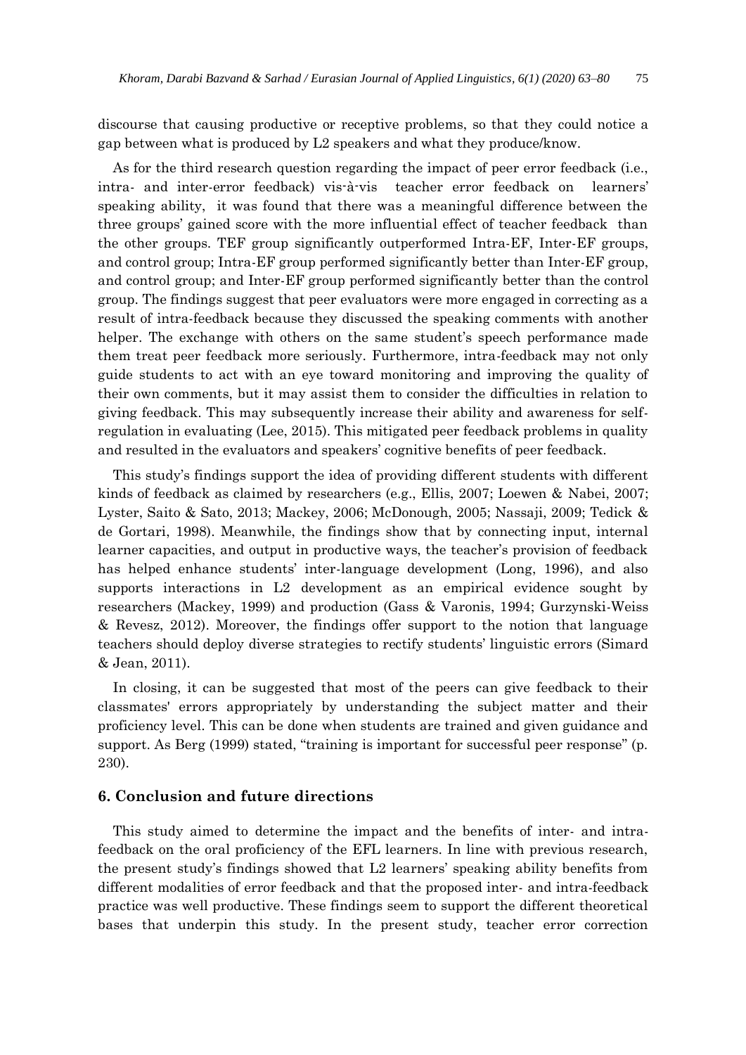discourse that causing productive or receptive problems, so that they could notice a gap between what is produced by L2 speakers and what they produce/know.

As for the third research question regarding the impact of peer error feedback (i.e., intra- and inter-error feedback) vis-à-vis teacher error feedback on learners' speaking ability, it was found that there was a meaningful difference between the three groups' gained score with the more influential effect of teacher feedback than the other groups. TEF group significantly outperformed Intra-EF, Inter-EF groups, and control group; Intra-EF group performed significantly better than Inter-EF group, and control group; and Inter-EF group performed significantly better than the control group. The findings suggest that peer evaluators were more engaged in correcting as a result of intra-feedback because they discussed the speaking comments with another helper. The exchange with others on the same student's speech performance made them treat peer feedback more seriously. Furthermore, intra-feedback may not only guide students to act with an eye toward monitoring and improving the quality of their own comments, but it may assist them to consider the difficulties in relation to giving feedback. This may subsequently increase their ability and awareness for self-regulation in evaluating (Lee, 2015). This mitigated peer feedback problems in quality and resulted in the evaluators and speakers' cognitive benefits of peer feedback.

This study's findings support the idea of providing different students with different kinds of feedback as claimed by researchers (e.g., Ellis, 2007; Loewen & Nabei, 2007; Lyster, Saito & Sato, 2013; Mackey, 2006; McDonough, 2005; Nassaji, 2009; Tedick & de Gortari, 1998). Meanwhile, the findings show that by connecting input, internal learner capacities, and output in productive ways, the teacher's provision of feedback has helped enhance students' inter-language development (Long, 1996), and also supports interactions in L2 development as an empirical evidence sought by researchers (Mackey, 1999) and production (Gass & Varonis, 1994; Gurzynski-Weiss & Revesz, 2012). Moreover, the findings offer support to the notion that language teachers should deploy diverse strategies to rectify students' linguistic errors (Simard & Jean, 2011).

In closing, it can be suggested that most of the peers can give feedback to their classmates' errors appropriately by understanding the subject matter and their proficiency level. This can be done when students are trained and given guidance and support. As Berg (1999) stated, "training is important for successful peer response" (p. 230).

## 6. Conclusion and future directions

This study aimed to determine the impact and the benefits of inter- and intra-feedback on the oral proficiency of the EFL learners. In line with previous research, the present study's findings showed that L2 learners' speaking ability benefits from different modalities of error feedback and that the proposed inter- and intra-feedback practice was well productive. These findings seem to support the different theoretical bases that underpin this study. In the present study, teacher error correction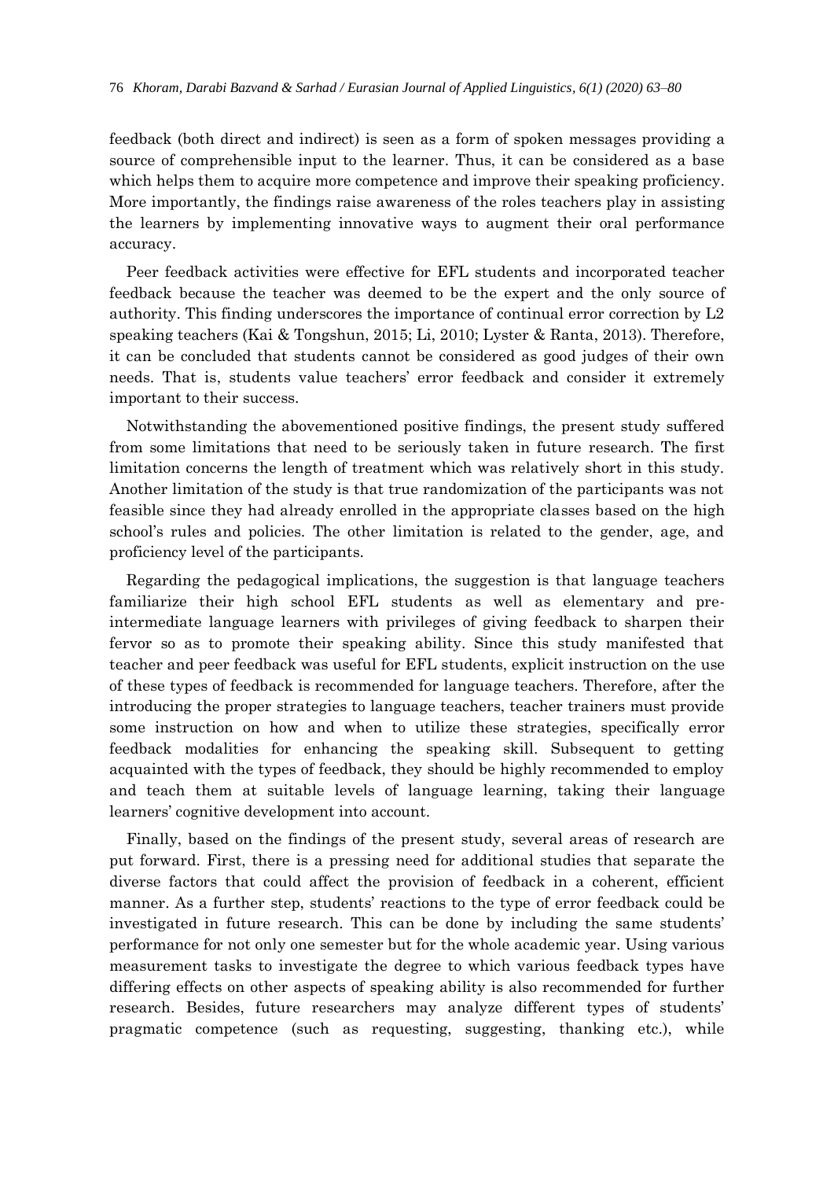feedback (both direct and indirect) is seen as a form of spoken messages providing a source of comprehensible input to the learner. Thus, it can be considered as a base which helps them to acquire more competence and improve their speaking proficiency. More importantly, the findings raise awareness of the roles teachers play in assisting the learners by implementing innovative ways to augment their oral performance accuracy.

Peer feedback activities were effective for EFL students and incorporated teacher feedback because the teacher was deemed to be the expert and the only source of authority. This finding underscores the importance of continual error correction by L2 speaking teachers (Kai & Tongshun, 2015; Li, 2010; Lyster & Ranta, 2013). Therefore, it can be concluded that students cannot be considered as good judges of their own needs. That is, students value teachers' error feedback and consider it extremely important to their success.

Notwithstanding the abovementioned positive findings, the present study suffered from some limitations that need to be seriously taken in future research. The first limitation concerns the length of treatment which was relatively short in this study. Another limitation of the study is that true randomization of the participants was not feasible since they had already enrolled in the appropriate classes based on the high school's rules and policies. The other limitation is related to the gender, age, and proficiency level of the participants.

Regarding the pedagogical implications, the suggestion is that language teachers familiarize their high school EFL students as well as elementary and pre-intermediate language learners with privileges of giving feedback to sharpen their fervor so as to promote their speaking ability. Since this study manifested that teacher and peer feedback was useful for EFL students, explicit instruction on the use of these types of feedback is recommended for language teachers. Therefore, after the introducing the proper strategies to language teachers, teacher trainers must provide some instruction on how and when to utilize these strategies, specifically error feedback modalities for enhancing the speaking skill. Subsequent to getting acquainted with the types of feedback, they should be highly recommended to employ and teach them at suitable levels of language learning, taking their language learners' cognitive development into account.

Finally, based on the findings of the present study, several areas of research are put forward. First, there is a pressing need for additional studies that separate the diverse factors that could affect the provision of feedback in a coherent, efficient manner. As a further step, students' reactions to the type of error feedback could be investigated in future research. This can be done by including the same students' performance for not only one semester but for the whole academic year. Using various measurement tasks to investigate the degree to which various feedback types have differing effects on other aspects of speaking ability is also recommended for further research. Besides, future researchers may analyze different types of students' pragmatic competence (such as requesting, suggesting, thanking etc.), while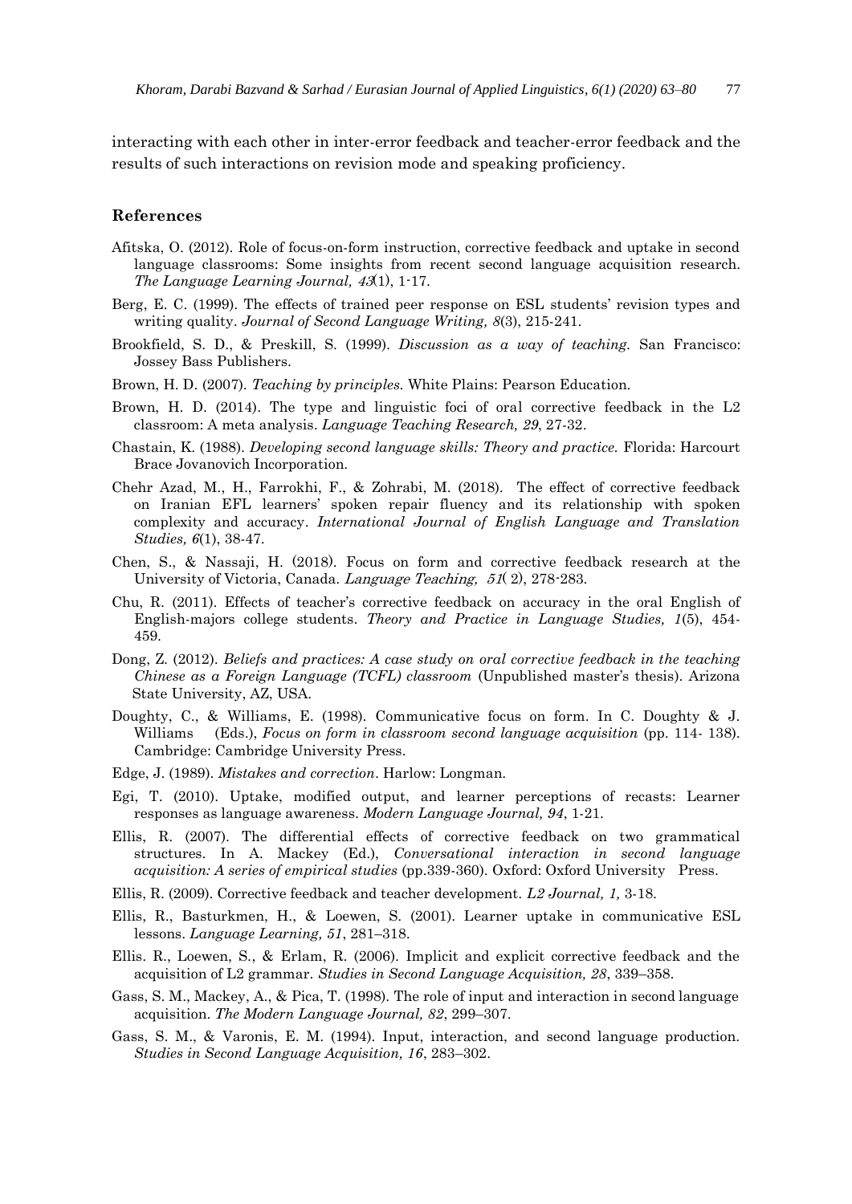interacting with each other in inter-error feedback and teacher-error feedback and the results of such interactions on revision mode and speaking proficiency.

## References

Afitska, O. (2012). Role of focus-on-form instruction, corrective feedback and uptake in second language classrooms: Some insights from recent second language acquisition research. *The Language Learning Journal, 43*(1), 1-17.

Berg, E. C. (1999). The effects of trained peer response on ESL students' revision types and writing quality. *Journal of Second Language Writing, 8*(3), 215-241.

Brookfield, S. D., & Preskill, S. (1999). *Discussion as a way of teaching.* San Francisco: Jossey Bass Publishers.

Brown, H. D. (2007). *Teaching by principles.* White Plains: Pearson Education.

Brown, H. D. (2014). The type and linguistic foci of oral corrective feedback in the L2 classroom: A meta analysis. *Language Teaching Research, 29*, 27-32.

Chastain, K. (1988). *Developing second language skills: Theory and practice.* Florida: Harcourt Brace Jovanovich Incorporation.

Chehr Azad, M., H., Farrokhi, F., & Zohrabi, M. (2018). The effect of corrective feedback on Iranian EFL learners' spoken repair fluency and its relationship with spoken complexity and accuracy. *International Journal of English Language and Translation Studies, 6*(1), 38-47.

Chen, S., & Nassaji, H. (2018). Focus on form and corrective feedback research at the University of Victoria, Canada. *Language Teaching, 51*( 2), 278-283.

Chu, R. (2011). Effects of teacher's corrective feedback on accuracy in the oral English of English-majors college students. *Theory and Practice in Language Studies, 1*(5), 454-459.

Dong, Z. (2012). *Beliefs and practices: A case study on oral corrective feedback in the teaching Chinese as a Foreign Language (TCFL) classroom* (Unpublished master's thesis). Arizona State University, AZ, USA.

Doughty, C., & Williams, E. (1998). Communicative focus on form. In C. Doughty & J. Williams (Eds.), *Focus on form in classroom second language acquisition* (pp. 114- 138). Cambridge: Cambridge University Press.

Edge, J. (1989). *Mistakes and correction*. Harlow: Longman.

Egi, T. (2010). Uptake, modified output, and learner perceptions of recasts: Learner responses as language awareness. *Modern Language Journal, 94*, 1-21.

Ellis, R. (2007). The differential effects of corrective feedback on two grammatical structures. In A. Mackey (Ed.), *Conversational interaction in second language acquisition: A series of empirical studies* (pp.339-360). Oxford: Oxford University Press.

Ellis, R. (2009). Corrective feedback and teacher development. *L2 Journal, 1,* 3-18.

Ellis, R., Basturkmen, H., & Loewen, S. (2001). Learner uptake in communicative ESL lessons. *Language Learning, 51*, 281–318.

Ellis. R., Loewen, S., & Erlam, R. (2006). Implicit and explicit corrective feedback and the acquisition of L2 grammar. *Studies in Second Language Acquisition, 28*, 339–358.

Gass, S. M., Mackey, A., & Pica, T. (1998). The role of input and interaction in second language acquisition. *The Modern Language Journal, 82*, 299–307.

Gass, S. M., & Varonis, E. M. (1994). Input, interaction, and second language production. *Studies in Second Language Acquisition, 16*, 283–302.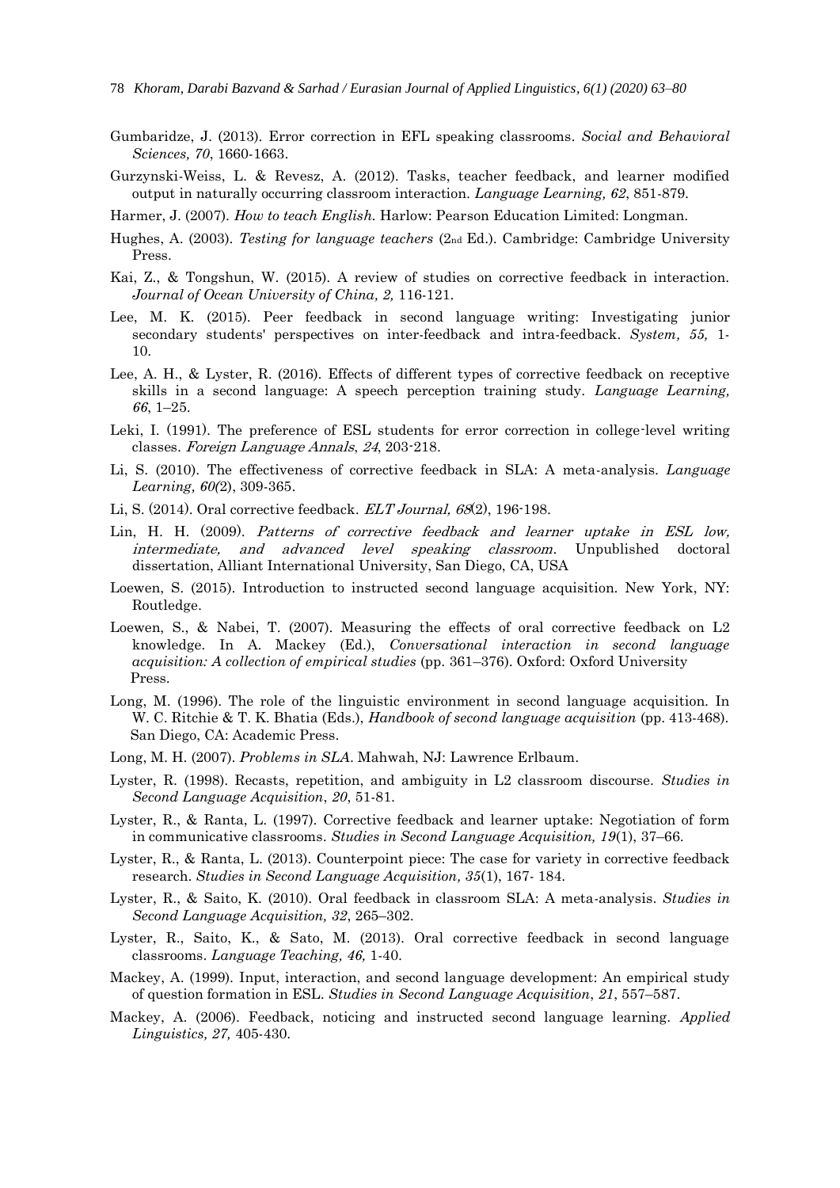Gumbaridze, J. (2013). Error correction in EFL speaking classrooms. *Social and Behavioral Sciences, 70*, 1660-1663.

Gurzynski-Weiss, L. & Revesz, A. (2012). Tasks, teacher feedback, and learner modified output in naturally occurring classroom interaction. *Language Learning, 62*, 851-879.

Harmer, J. (2007). *How to teach English*. Harlow: Pearson Education Limited: Longman.

Hughes, A. (2003). *Testing for language teachers* (2nd Ed.). Cambridge: Cambridge University Press.

Kai, Z., & Tongshun, W. (2015). A review of studies on corrective feedback in interaction. *Journal of Ocean University of China, 2,* 116-121.

Lee, M. K. (2015). Peer feedback in second language writing: Investigating junior secondary students' perspectives on inter-feedback and intra-feedback. *System, 55,* 1-10.

Lee, A. H., & Lyster, R. (2016). Effects of different types of corrective feedback on receptive skills in a second language: A speech perception training study. *Language Learning, 66*, 1–25.

Leki, I. (1991). The preference of ESL students for error correction in college-level writing classes. *Foreign Language Annals*, *24*, 203-218.

Li, S. (2010). The effectiveness of corrective feedback in SLA: A meta-analysis. *Language Learning, 60(*2), 309-365.

Li, S. (2014). Oral corrective feedback. *ELT Journal, 68*(2), 196-198.

Lin, H. H. (2009). *Patterns of corrective feedback and learner uptake in ESL low, intermediate, and advanced level speaking classroom*. Unpublished doctoral dissertation, Alliant International University, San Diego, CA, USA

Loewen, S. (2015). Introduction to instructed second language acquisition. New York, NY: Routledge.

Loewen, S., & Nabei, T. (2007). Measuring the effects of oral corrective feedback on L2 knowledge. In A. Mackey (Ed.), *Conversational interaction in second language acquisition: A collection of empirical studies* (pp. 361–376). Oxford: Oxford University Press.

Long, M. (1996). The role of the linguistic environment in second language acquisition. In W. C. Ritchie & T. K. Bhatia (Eds.), *Handbook of second language acquisition* (pp. 413-468). San Diego, CA: Academic Press.

Long, M. H. (2007). *Problems in SLA*. Mahwah, NJ: Lawrence Erlbaum.

Lyster, R. (1998). Recasts, repetition, and ambiguity in L2 classroom discourse. *Studies in Second Language Acquisition*, *20*, 51-81.

Lyster, R., & Ranta, L. (1997). Corrective feedback and learner uptake: Negotiation of form in communicative classrooms. *Studies in Second Language Acquisition, 19*(1), 37–66.

Lyster, R., & Ranta, L. (2013). Counterpoint piece: The case for variety in corrective feedback research. *Studies in Second Language Acquisition, 35*(1), 167- 184.

Lyster, R., & Saito, K. (2010). Oral feedback in classroom SLA: A meta-analysis. *Studies in Second Language Acquisition, 32*, 265–302.

Lyster, R., Saito, K., & Sato, M. (2013). Oral corrective feedback in second language classrooms. *Language Teaching, 46,* 1-40.

Mackey, A. (1999). Input, interaction, and second language development: An empirical study of question formation in ESL. *Studies in Second Language Acquisition*, *21*, 557–587.

Mackey, A. (2006). Feedback, noticing and instructed second language learning. *Applied Linguistics, 27,* 405-430.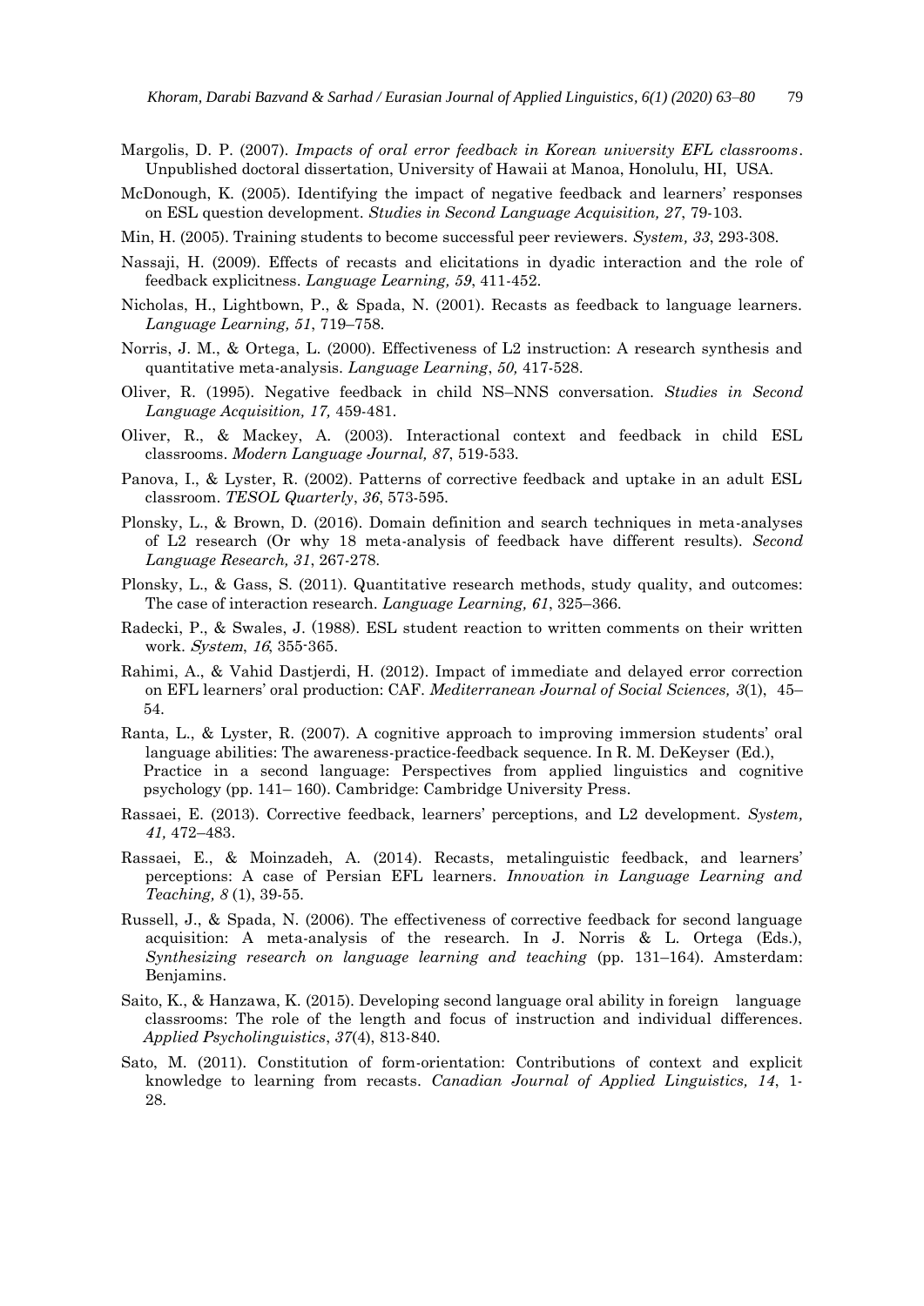Margolis, D. P. (2007). *Impacts of oral error feedback in Korean university EFL classrooms*. Unpublished doctoral dissertation, University of Hawaii at Manoa, Honolulu, HI, USA.

McDonough, K. (2005). Identifying the impact of negative feedback and learners' responses on ESL question development. *Studies in Second Language Acquisition, 27*, 79-103.

Min, H. (2005). Training students to become successful peer reviewers. *System, 33*, 293-308.

Nassaji, H. (2009). Effects of recasts and elicitations in dyadic interaction and the role of feedback explicitness. *Language Learning, 59*, 411-452.

Nicholas, H., Lightbown, P., & Spada, N. (2001). Recasts as feedback to language learners. *Language Learning, 51*, 719–758.

Norris, J. M., & Ortega, L. (2000). Effectiveness of L2 instruction: A research synthesis and quantitative meta-analysis. *Language Learning*, *50,* 417-528.

Oliver, R. (1995). Negative feedback in child NS–NNS conversation. *Studies in Second Language Acquisition, 17,* 459-481.

Oliver, R., & Mackey, A. (2003). Interactional context and feedback in child ESL classrooms. *Modern Language Journal, 87*, 519-533.

Panova, I., & Lyster, R. (2002). Patterns of corrective feedback and uptake in an adult ESL classroom. *TESOL Quarterly*, *36*, 573-595.

Plonsky, L., & Brown, D. (2016). Domain definition and search techniques in meta-analyses of L2 research (Or why 18 meta-analysis of feedback have different results). *Second Language Research, 31*, 267-278.

Plonsky, L., & Gass, S. (2011). Quantitative research methods, study quality, and outcomes: The case of interaction research. *Language Learning, 61*, 325–366.

Radecki, P., & Swales, J. (1988). ESL student reaction to written comments on their written work. *System*, *16*, 355-365.

Rahimi, A., & Vahid Dastjerdi, H. (2012). Impact of immediate and delayed error correction on EFL learners' oral production: CAF. *Mediterranean Journal of Social Sciences, 3*(1), 45–54.

Ranta, L., & Lyster, R. (2007). A cognitive approach to improving immersion students' oral language abilities: The awareness-practice-feedback sequence. In R. M. DeKeyser (Ed.), Practice in a second language: Perspectives from applied linguistics and cognitive psychology (pp. 141– 160). Cambridge: Cambridge University Press.

Rassaei, E. (2013). Corrective feedback, learners' perceptions, and L2 development. *System, 41,* 472–483.

Rassaei, E., & Moinzadeh, A. (2014). Recasts, metalinguistic feedback, and learners' perceptions: A case of Persian EFL learners. *Innovation in Language Learning and Teaching, 8* (1), 39-55.

Russell, J., & Spada, N. (2006). The effectiveness of corrective feedback for second language acquisition: A meta-analysis of the research. In J. Norris & L. Ortega (Eds.), *Synthesizing research on language learning and teaching* (pp. 131–164). Amsterdam: Benjamins.

Saito, K., & Hanzawa, K. (2015). Developing second language oral ability in foreign language classrooms: The role of the length and focus of instruction and individual differences. *Applied Psycholinguistics*, *37*(4), 813-840.

Sato, M. (2011). Constitution of form-orientation: Contributions of context and explicit knowledge to learning from recasts. *Canadian Journal of Applied Linguistics, 14*, 1-28.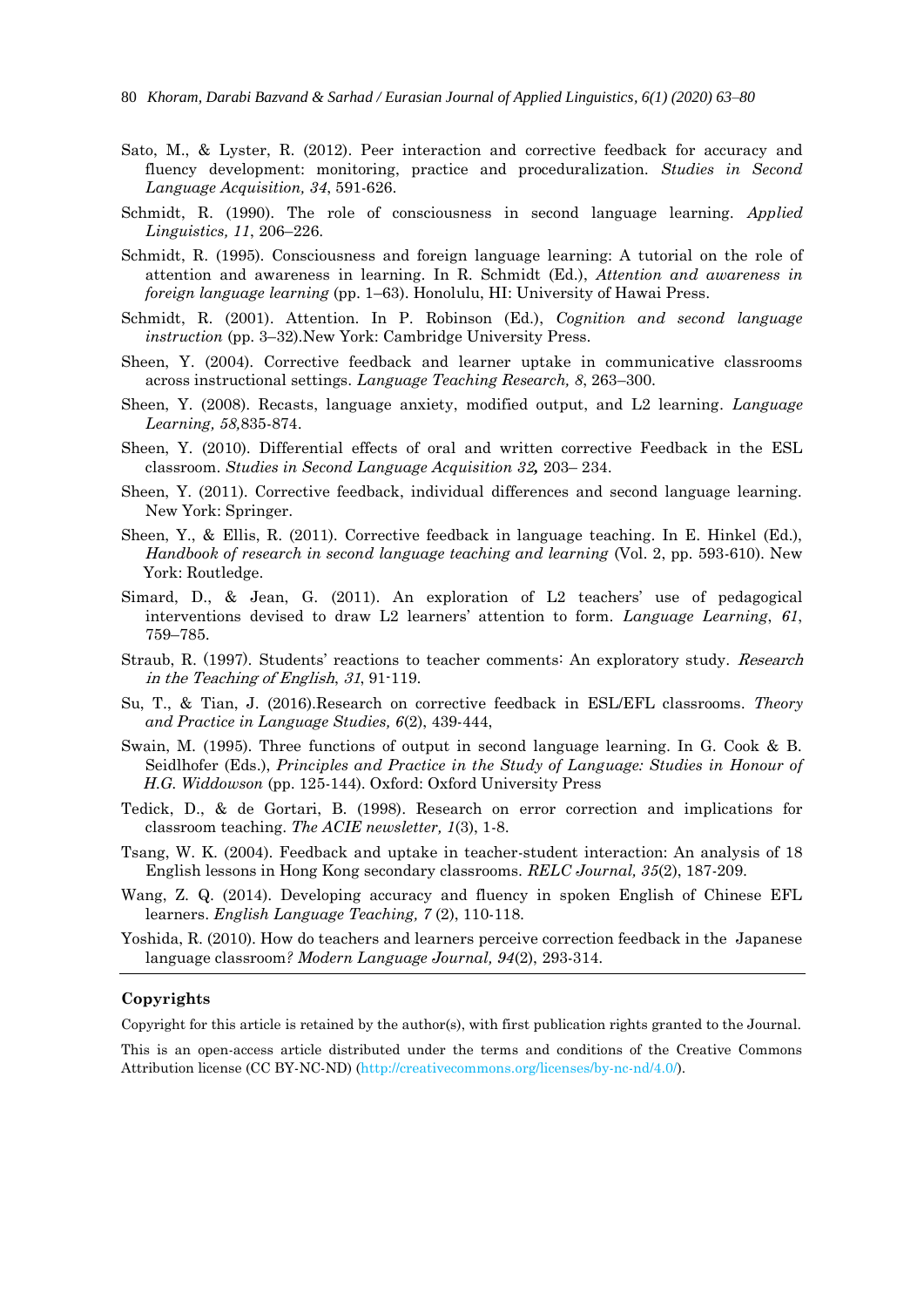Sato, M., & Lyster, R. (2012). Peer interaction and corrective feedback for accuracy and fluency development: monitoring, practice and proceduralization. *Studies in Second Language Acquisition, 34*, 591-626.

Schmidt, R. (1990). The role of consciousness in second language learning. *Applied Linguistics, 11*, 206–226.

Schmidt, R. (1995). Consciousness and foreign language learning: A tutorial on the role of attention and awareness in learning. In R. Schmidt (Ed.), *Attention and awareness in foreign language learning* (pp. 1–63). Honolulu, HI: University of Hawai Press.

Schmidt, R. (2001). Attention. In P. Robinson (Ed.), *Cognition and second language instruction* (pp. 3–32).New York: Cambridge University Press.

Sheen, Y. (2004). Corrective feedback and learner uptake in communicative classrooms across instructional settings. *Language Teaching Research, 8*, 263–300.

Sheen, Y. (2008). Recasts, language anxiety, modified output, and L2 learning. *Language Learning, 58,*835-874.

Sheen, Y. (2010). Differential effects of oral and written corrective Feedback in the ESL classroom. *Studies in Second Language Acquisition 32,* 203– 234.

Sheen, Y. (2011). Corrective feedback, individual differences and second language learning. New York: Springer.

Sheen, Y., & Ellis, R. (2011). Corrective feedback in language teaching. In E. Hinkel (Ed.), *Handbook of research in second language teaching and learning* (Vol. 2, pp. 593-610). New York: Routledge.

Simard, D., & Jean, G. (2011). An exploration of L2 teachers' use of pedagogical interventions devised to draw L2 learners' attention to form. *Language Learning*, *61*, 759–785.

Straub, R. (1997). Students' reactions to teacher comments: An exploratory study. *Research in the Teaching of English*, *31*, 91-119.

Su, T., & Tian, J. (2016).Research on corrective feedback in ESL/EFL classrooms. *Theory and Practice in Language Studies, 6*(2), 439-444,

Swain, M. (1995). Three functions of output in second language learning. In G. Cook & B. Seidlhofer (Eds.), *Principles and Practice in the Study of Language: Studies in Honour of H.G. Widdowson* (pp. 125-144). Oxford: Oxford University Press

Tedick, D., & de Gortari, B. (1998). Research on error correction and implications for classroom teaching. *The ACIE newsletter, 1*(3), 1-8.

Tsang, W. K. (2004). Feedback and uptake in teacher-student interaction: An analysis of 18 English lessons in Hong Kong secondary classrooms. *RELC Journal, 35*(2), 187-209.

Wang, Z. Q. (2014). Developing accuracy and fluency in spoken English of Chinese EFL learners. *English Language Teaching, 7* (2), 110-118.

Yoshida, R. (2010). How do teachers and learners perceive correction feedback in the Japanese language classroom*? Modern Language Journal, 94*(2), 293-314.

**Copyrights**

Copyright for this article is retained by the author(s), with first publication rights granted to the Journal.

This is an open-access article distributed under the terms and conditions of the Creative Commons Attribution license (CC BY-NC-ND) (http://creativecommons.org/licenses/by-nc-nd/4.0/).